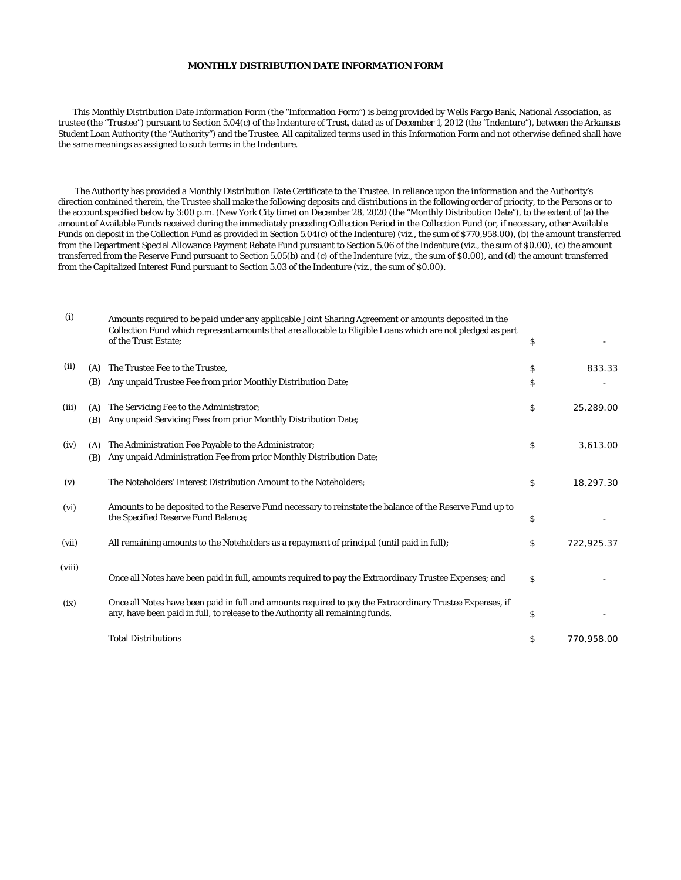**MONTHLY DISTRIBUTION DATE INFORMATION FORM**

This Monthly Distribution Date Information Form (the "Information Form") is being provided by Wells Fargo Bank, National Association, as trustee (the "Trustee") pursuant to Section 5.04(c) of the Indenture of Trust, dated as of December 1, 2012 (the "Indenture"), between the Arkansas Student Loan Authority (the "Authority") and the Trustee. All capitalized terms used in this Information Form and not otherwise defined shall have the same meanings as assigned to such terms in the Indenture.

The Authority has provided a Monthly Distribution Date Certificate to the Trustee. In reliance upon the information and the Authority's direction contained therein, the Trustee shall make the following deposits and distributions in the following order of priority, to the Persons or to the account specified below by 3:00 p.m. (New York City time) on December 28, 2020 (the "Monthly Distribution Date"), to the extent of (a) the amount of Available Funds received during the immediately preceding Collection Period in the Collection Fund (or, if necessary, other Available Funds on deposit in the Collection Fund as provided in Section 5.04(c) of the Indenture) (viz., the sum of $770,958.00), (b) the amount transferred from the Department Special Allowance Payment Rebate Fund pursuant to Section 5.06 of the Indenture (viz., the sum of $0.00), (c) the amount transferred from the Reserve Fund pursuant to Section 5.05(b) and (c) of the Indenture (viz., the sum of $0.00), and (d) the amount transferred from the Capitalized Interest Fund pursuant to Section 5.03 of the Indenture (viz., the sum of $0.00).

| | | | | |
|---|---|---|---|---|
| (i) | | Amounts required to be paid under any applicable Joint Sharing Agreement or amounts deposited in the Collection Fund which represent amounts that are allocable to Eligible Loans which are not pledged as part of the Trust Estate; | $ | - |
| (ii) | (A) | The Trustee Fee to the Trustee, | $ | 833.33 |
| | (B) | Any unpaid Trustee Fee from prior Monthly Distribution Date; | $ | - |
| (iii) | (A) | The Servicing Fee to the Administrator; | $ | 25,289.00 |
| | (B) | Any unpaid Servicing Fees from prior Monthly Distribution Date; | | |
| (iv) | (A) | The Administration Fee Payable to the Administrator; | $ | 3,613.00 |
| | (B) | Any unpaid Administration Fee from prior Monthly Distribution Date; | | |
| (v) | | The Noteholders' Interest Distribution Amount to the Noteholders; | $ | 18,297.30 |
| (vi) | | Amounts to be deposited to the Reserve Fund necessary to reinstate the balance of the Reserve Fund up to the Specified Reserve Fund Balance; | $ | - |
| (vii) | | All remaining amounts to the Noteholders as a repayment of principal (until paid in full); | $ | 722,925.37 |
| (viii) | | Once all Notes have been paid in full, amounts required to pay the Extraordinary Trustee Expenses; and | $ | - |
| (ix) | | Once all Notes have been paid in full and amounts required to pay the Extraordinary Trustee Expenses, if any, have been paid in full, to release to the Authority all remaining funds. | $ | - |
| | | Total Distributions | $ | 770,958.00 |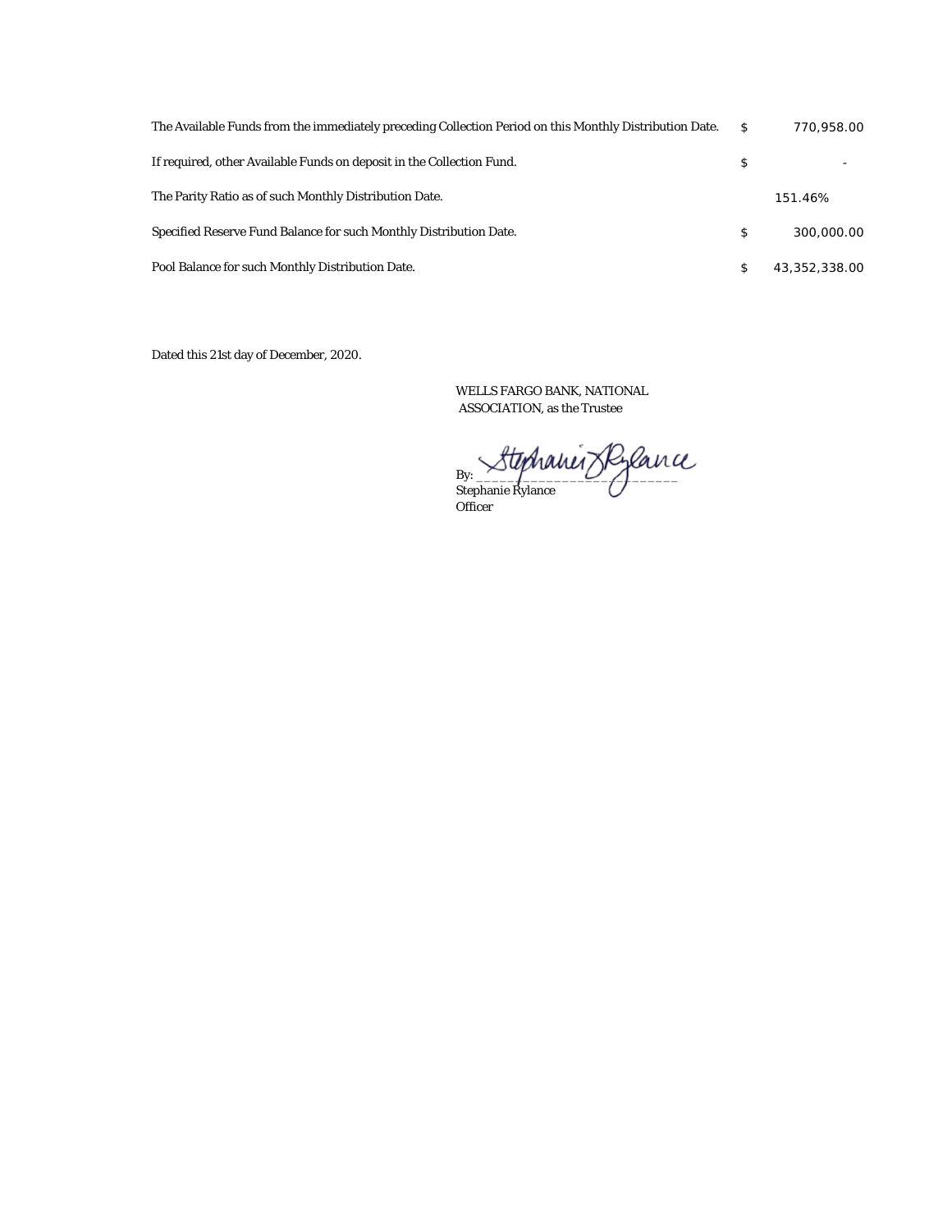| | | |
|---|---|---|
| The Available Funds from the immediately preceding Collection Period on this Monthly Distribution Date. | $ | 770,958.00 |
| If required, other Available Funds on deposit in the Collection Fund. | $ | - |
| The Parity Ratio as of such Monthly Distribution Date. | | 151.46% |
| Specified Reserve Fund Balance for such Monthly Distribution Date. | $ | 300,000.00 |
| Pool Balance for such Monthly Distribution Date. | $ | 43,352,338.00 |

Dated this 21st day of December, 2020.

WELLS FARGO BANK, NATIONAL ASSOCIATION, as the Trustee

By: ___________________________
Stephanie Rylance
Officer